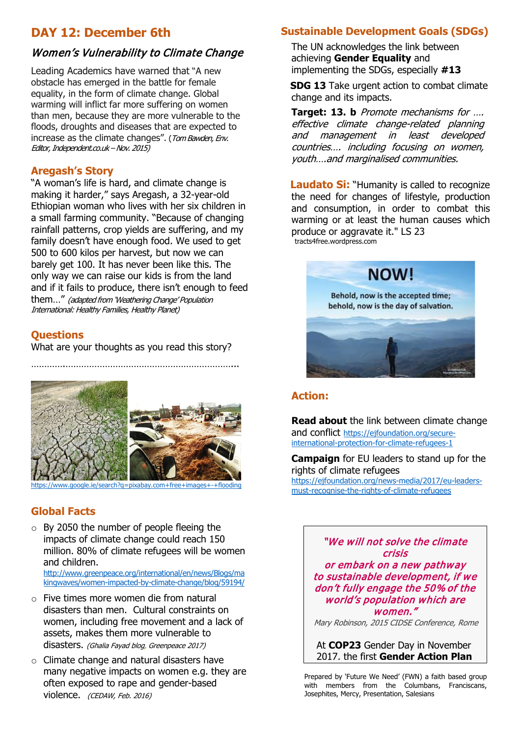## DAY 12: December 6th

### *Women's Vulnerability to Climate Change*

Leading Academics have warned that "A new obstacle has emerged in the battle for female equality, in the form of climate change. Global warming will inflict far more suffering on women than men, because they are more vulnerable to the floods, droughts and diseases that are expected to increase as the climate changes". (*Tom Bawden, Env. Editor, Independent.co.uk – Nov. 2015)*

### Aregash's Story

"A woman's life is hard, and climate change is making it harder," says Aregash, a 32-year-old Ethiopian woman who lives with her six children in a small farming community. "Because of changing rainfall patterns, crop yields are suffering, and my family doesn't have enough food. We used to get 500 to 600 kilos per harvest, but now we can barely get 100. It has never been like this. The only way we can raise our kids is from the land and if it fails to produce, there isn't enough to feed them…" *(adapted from 'Weathering Change' Population International: Healthy Families, Healthy Planet)*

### Questions

What are your thoughts as you read this story?

……………………………………………………………………..

https://www.google.ie/search?q=pixabay.com+free+images+-+flooding

### Global Facts

- By 2050 the number of people fleeing the impacts of climate change could reach 150 million. 80% of climate refugees will be women and children.
  http://www.greenpeace.org/international/en/news/Blogs/makingwaves/women-impacted-by-climate-change/blog/59194/
- Five times more women die from natural disasters than men. Cultural constraints on women, including free movement and a lack of assets, makes them more vulnerable to disasters. *(Ghalia Fayad blog, Greenpeace 2017)*
- Climate change and natural disasters have many negative impacts on women e.g. they are often exposed to rape and gender-based violence. *(CEDAW, Feb. 2016)*

### Sustainable Development Goals (SDGs)

The UN acknowledges the link between achieving **Gender Equality** and implementing the SDGs, especially **#13**

**SDG 13** Take urgent action to combat climate change and its impacts.

**Target: 13. b** *Promote mechanisms for …. effective climate change-related planning and management in least developed countries…. including focusing on women, youth….and marginalised communities.*

**Laudato Si:** "Humanity is called to recognize the need for changes of lifestyle, production and consumption, in order to combat this warming or at least the human causes which produce or aggravate it." LS 23
tracts4free.wordpress.com

**NOW!**
Behold, now is the accepted time; behold, now is the day of salvation.

### Action:

**Read about** the link between climate change and conflict https://ejfoundation.org/secure-international-protection-for-climate-refugees-1

**Campaign** for EU leaders to stand up for the rights of climate refugees https://ejfoundation.org/news-media/2017/eu-leaders-must-recognise-the-rights-of-climate-refugees

> *"We will not solve the climate crisis or embark on a new pathway to sustainable development, if we don't fully engage the 50% of the world's population which are women."*
> *Mary Robinson, 2015 CIDSE Conference, Rome*
>
> At **COP23** Gender Day in November 2017. the first **Gender Action Plan**

Prepared by 'Future We Need' (FWN) a faith based group with members from the Columbans, Franciscans, Josephites, Mercy, Presentation, Salesians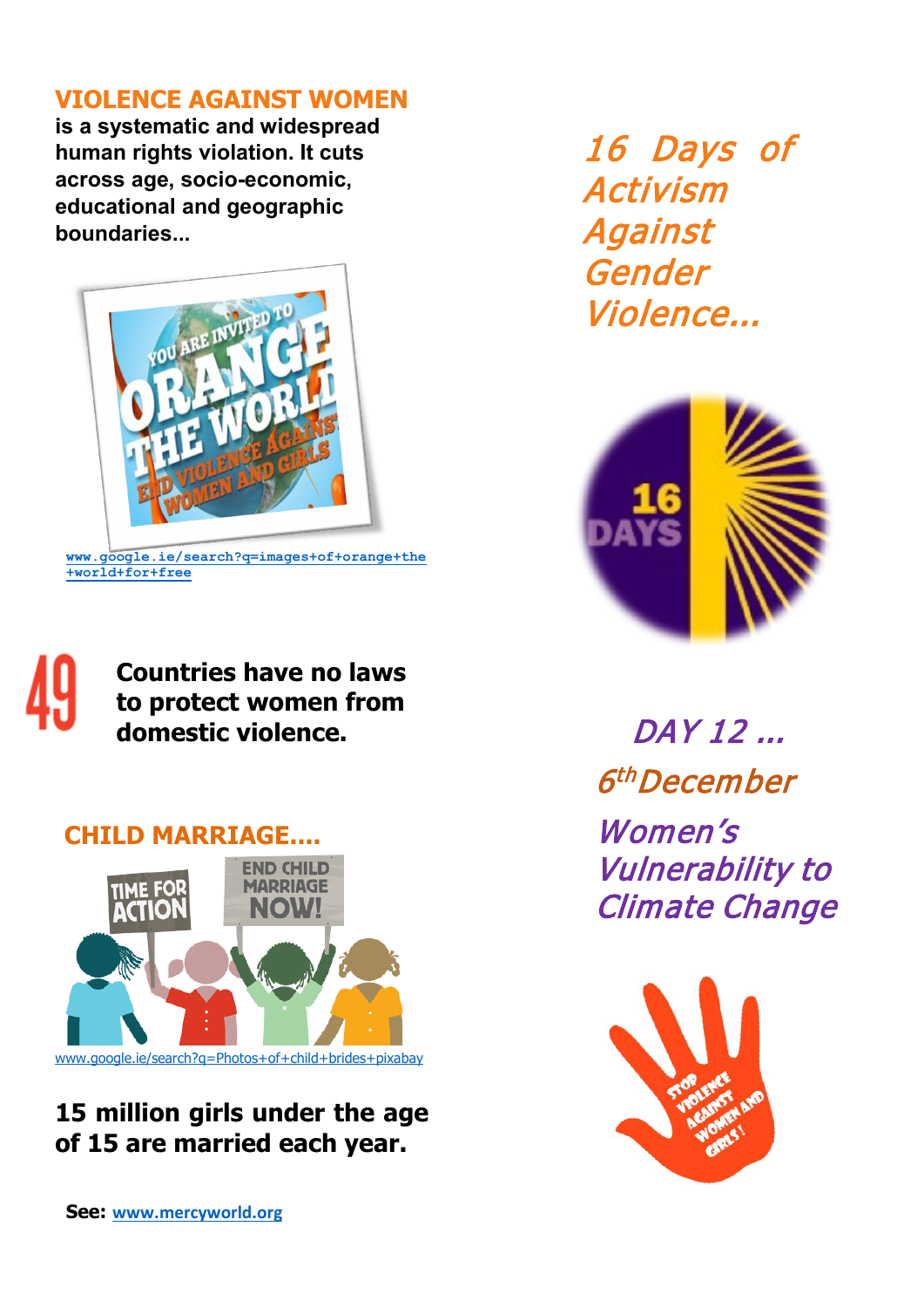## VIOLENCE AGAINST WOMEN

**is a systematic and widespread human rights violation. It cuts across age, socio-economic, educational and geographic boundaries...**

www.google.ie/search?q=images+of+orange+the+world+for+free

**49** **Countries have no laws to protect women from domestic violence.**

## CHILD MARRIAGE....

www.google.ie/search?q=Photos+of+child+brides+pixabay

**15 million girls under the age of 15 are married each year.**

**See:** www.mercyworld.org

*16 Days of Activism Against Gender Violence...*

*DAY 12 ...*

*6th December*

*Women's Vulnerability to Climate Change*